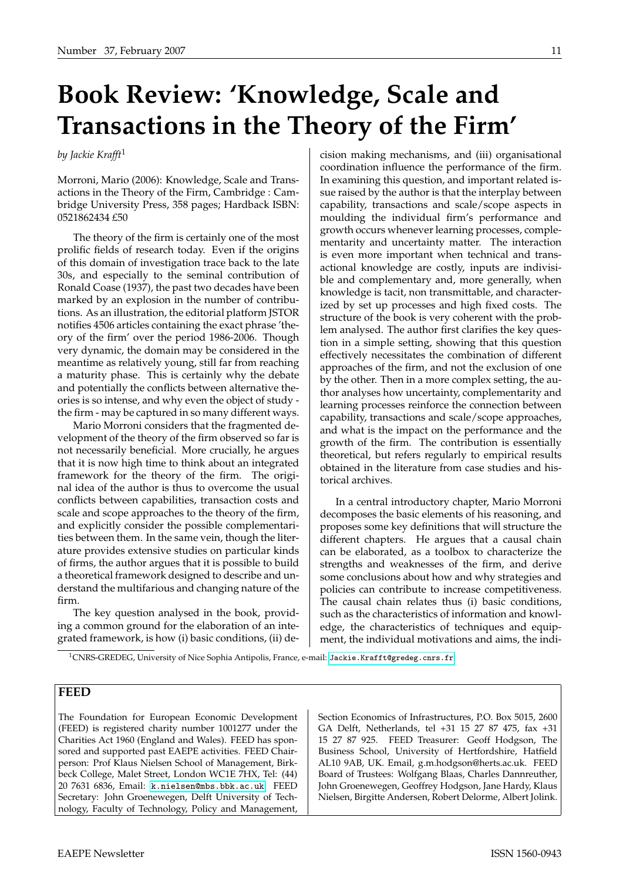# Book Review: 'Knowledge, Scale and Transactions in the Theory of the Firm'

*by Jackie Krafft*[1]

Morroni, Mario (2006): Knowledge, Scale and Transactions in the Theory of the Firm, Cambridge : Cambridge University Press, 358 pages; Hardback ISBN: 0521862434 £50

The theory of the firm is certainly one of the most prolific fields of research today. Even if the origins of this domain of investigation trace back to the late 30s, and especially to the seminal contribution of Ronald Coase (1937), the past two decades have been marked by an explosion in the number of contributions. As an illustration, the editorial platform JSTOR notifies 4506 articles containing the exact phrase 'theory of the firm' over the period 1986-2006. Though very dynamic, the domain may be considered in the meantime as relatively young, still far from reaching a maturity phase. This is certainly why the debate and potentially the conflicts between alternative theories is so intense, and why even the object of study - the firm - may be captured in so many different ways.

Mario Morroni considers that the fragmented development of the theory of the firm observed so far is not necessarily beneficial. More crucially, he argues that it is now high time to think about an integrated framework for the theory of the firm. The original idea of the author is thus to overcome the usual conflicts between capabilities, transaction costs and scale and scope approaches to the theory of the firm, and explicitly consider the possible complementarities between them. In the same vein, though the literature provides extensive studies on particular kinds of firms, the author argues that it is possible to build a theoretical framework designed to describe and understand the multifarious and changing nature of the firm.

The key question analysed in the book, providing a common ground for the elaboration of an integrated framework, is how (i) basic conditions, (ii) decision making mechanisms, and (iii) organisational coordination influence the performance of the firm. In examining this question, and important related issue raised by the author is that the interplay between capability, transactions and scale/scope aspects in moulding the individual firm's performance and growth occurs whenever learning processes, complementarity and uncertainty matter. The interaction is even more important when technical and transactional knowledge are costly, inputs are indivisible and complementary and, more generally, when knowledge is tacit, non transmittable, and characterized by set up processes and high fixed costs. The structure of the book is very coherent with the problem analysed. The author first clarifies the key question in a simple setting, showing that this question effectively necessitates the combination of different approaches of the firm, and not the exclusion of one by the other. Then in a more complex setting, the author analyses how uncertainty, complementarity and learning processes reinforce the connection between capability, transactions and scale/scope approaches, and what is the impact on the performance and the growth of the firm. The contribution is essentially theoretical, but refers regularly to empirical results obtained in the literature from case studies and historical archives.

In a central introductory chapter, Mario Morroni decomposes the basic elements of his reasoning, and proposes some key definitions that will structure the different chapters. He argues that a causal chain can be elaborated, as a toolbox to characterize the strengths and weaknesses of the firm, and derive some conclusions about how and why strategies and policies can contribute to increase competitiveness. The causal chain relates thus (i) basic conditions, such as the characteristics of information and knowledge, the characteristics of techniques and equipment, the individual motivations and aims, the indi-

[1] CNRS-GREDEG, University of Nice Sophia Antipolis, France, e-mail: Jackie.Krafft@gredeg.cnrs.fr

## FEED

The Foundation for European Economic Development (FEED) is registered charity number 1001277 under the Charities Act 1960 (England and Wales). FEED has sponsored and supported past EAEPE activities. FEED Chairperson: Prof Klaus Nielsen School of Management, Birkbeck College, Malet Street, London WC1E 7HX, Tel: (44) 20 7631 6836, Email: k.nielsen@mbs.bbk.ac.uk FEED Secretary: John Groenewegen, Delft University of Technology, Faculty of Technology, Policy and Management, Section Economics of Infrastructures, P.O. Box 5015, 2600 GA Delft, Netherlands, tel +31 15 27 87 475, fax +31 15 27 87 925. FEED Treasurer: Geoff Hodgson, The Business School, University of Hertfordshire, Hatfield AL10 9AB, UK. Email, g.m.hodgson@herts.ac.uk. FEED Board of Trustees: Wolfgang Blaas, Charles Dannreuther, John Groenewegen, Geoffrey Hodgson, Jane Hardy, Klaus Nielsen, Birgitte Andersen, Robert Delorme, Albert Jolink.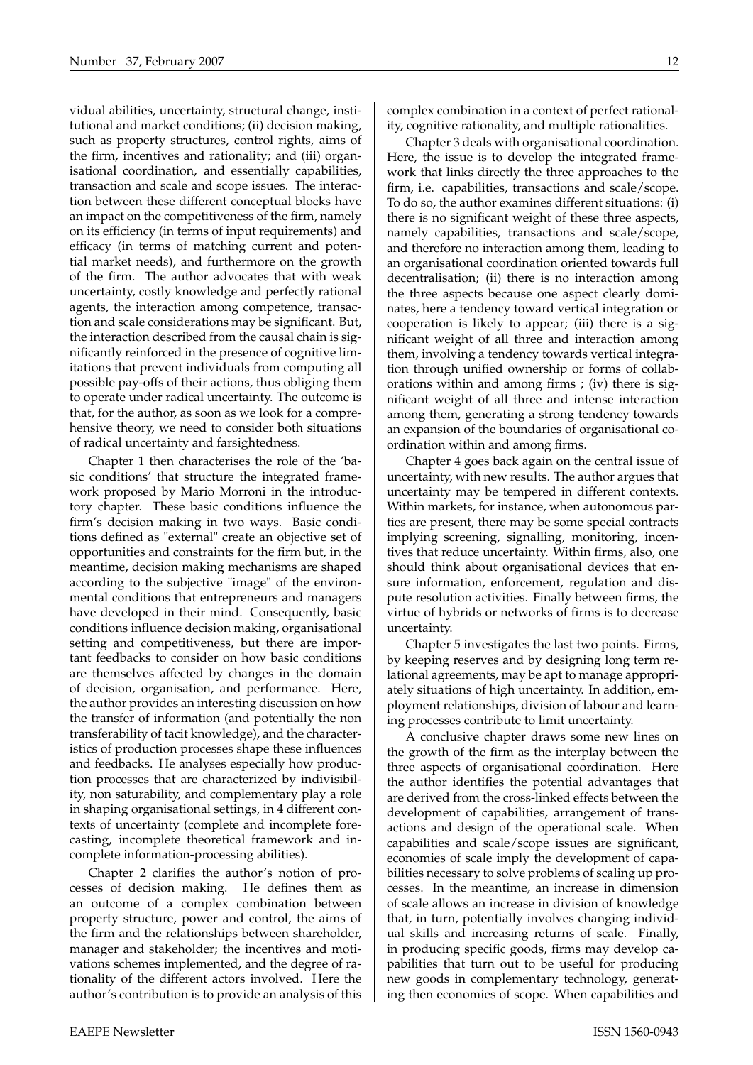vidual abilities, uncertainty, structural change, institutional and market conditions; (ii) decision making, such as property structures, control rights, aims of the firm, incentives and rationality; and (iii) organisational coordination, and essentially capabilities, transaction and scale and scope issues. The interaction between these different conceptual blocks have an impact on the competitiveness of the firm, namely on its efficiency (in terms of input requirements) and efficacy (in terms of matching current and potential market needs), and furthermore on the growth of the firm. The author advocates that with weak uncertainty, costly knowledge and perfectly rational agents, the interaction among competence, transaction and scale considerations may be significant. But, the interaction described from the causal chain is significantly reinforced in the presence of cognitive limitations that prevent individuals from computing all possible pay-offs of their actions, thus obliging them to operate under radical uncertainty. The outcome is that, for the author, as soon as we look for a comprehensive theory, we need to consider both situations of radical uncertainty and farsightedness.

Chapter 1 then characterises the role of the 'basic conditions' that structure the integrated framework proposed by Mario Morroni in the introductory chapter. These basic conditions influence the firm's decision making in two ways. Basic conditions defined as "external" create an objective set of opportunities and constraints for the firm but, in the meantime, decision making mechanisms are shaped according to the subjective "image" of the environmental conditions that entrepreneurs and managers have developed in their mind. Consequently, basic conditions influence decision making, organisational setting and competitiveness, but there are important feedbacks to consider on how basic conditions are themselves affected by changes in the domain of decision, organisation, and performance. Here, the author provides an interesting discussion on how the transfer of information (and potentially the non transferability of tacit knowledge), and the characteristics of production processes shape these influences and feedbacks. He analyses especially how production processes that are characterized by indivisibility, non saturability, and complementary play a role in shaping organisational settings, in 4 different contexts of uncertainty (complete and incomplete forecasting, incomplete theoretical framework and incomplete information-processing abilities).

Chapter 2 clarifies the author's notion of processes of decision making. He defines them as an outcome of a complex combination between property structure, power and control, the aims of the firm and the relationships between shareholder, manager and stakeholder; the incentives and motivations schemes implemented, and the degree of rationality of the different actors involved. Here the author's contribution is to provide an analysis of this complex combination in a context of perfect rationality, cognitive rationality, and multiple rationalities.

Chapter 3 deals with organisational coordination. Here, the issue is to develop the integrated framework that links directly the three approaches to the firm, i.e. capabilities, transactions and scale/scope. To do so, the author examines different situations: (i) there is no significant weight of these three aspects, namely capabilities, transactions and scale/scope, and therefore no interaction among them, leading to an organisational coordination oriented towards full decentralisation; (ii) there is no interaction among the three aspects because one aspect clearly dominates, here a tendency toward vertical integration or cooperation is likely to appear; (iii) there is a significant weight of all three and interaction among them, involving a tendency towards vertical integration through unified ownership or forms of collaborations within and among firms ; (iv) there is significant weight of all three and intense interaction among them, generating a strong tendency towards an expansion of the boundaries of organisational coordination within and among firms.

Chapter 4 goes back again on the central issue of uncertainty, with new results. The author argues that uncertainty may be tempered in different contexts. Within markets, for instance, when autonomous parties are present, there may be some special contracts implying screening, signalling, monitoring, incentives that reduce uncertainty. Within firms, also, one should think about organisational devices that ensure information, enforcement, regulation and dispute resolution activities. Finally between firms, the virtue of hybrids or networks of firms is to decrease uncertainty.

Chapter 5 investigates the last two points. Firms, by keeping reserves and by designing long term relational agreements, may be apt to manage appropriately situations of high uncertainty. In addition, employment relationships, division of labour and learning processes contribute to limit uncertainty.

A conclusive chapter draws some new lines on the growth of the firm as the interplay between the three aspects of organisational coordination. Here the author identifies the potential advantages that are derived from the cross-linked effects between the development of capabilities, arrangement of transactions and design of the operational scale. When capabilities and scale/scope issues are significant, economies of scale imply the development of capabilities necessary to solve problems of scaling up processes. In the meantime, an increase in dimension of scale allows an increase in division of knowledge that, in turn, potentially involves changing individual skills and increasing returns of scale. Finally, in producing specific goods, firms may develop capabilities that turn out to be useful for producing new goods in complementary technology, generating then economies of scope. When capabilities and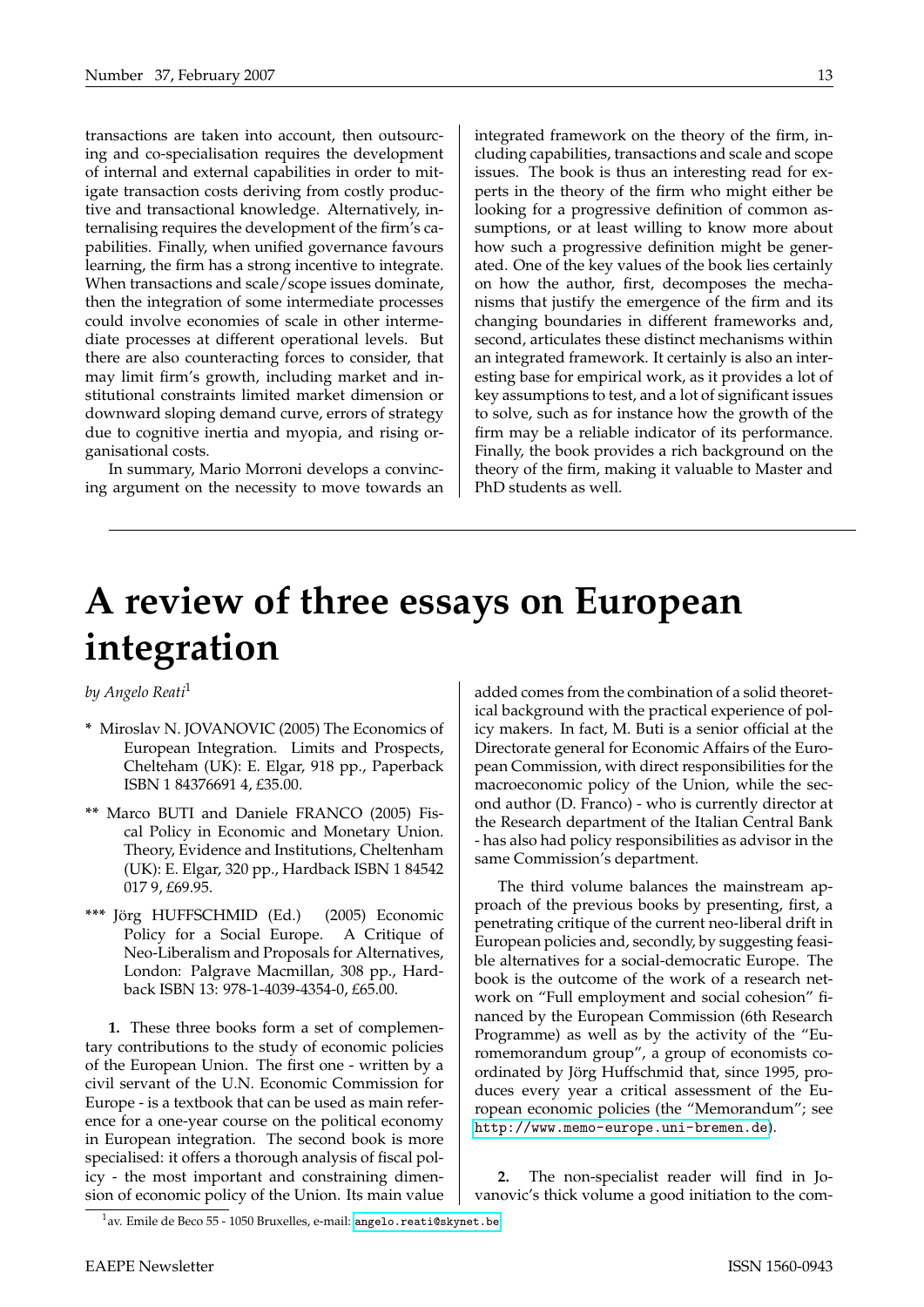transactions are taken into account, then outsourcing and co-specialisation requires the development of internal and external capabilities in order to mitigate transaction costs deriving from costly productive and transactional knowledge. Alternatively, internalising requires the development of the firm's capabilities. Finally, when unified governance favours learning, the firm has a strong incentive to integrate. When transactions and scale/scope issues dominate, then the integration of some intermediate processes could involve economies of scale in other intermediate processes at different operational levels. But there are also counteracting forces to consider, that may limit firm's growth, including market and institutional constraints limited market dimension or downward sloping demand curve, errors of strategy due to cognitive inertia and myopia, and rising organisational costs.

In summary, Mario Morroni develops a convincing argument on the necessity to move towards an integrated framework on the theory of the firm, including capabilities, transactions and scale and scope issues. The book is thus an interesting read for experts in the theory of the firm who might either be looking for a progressive definition of common assumptions, or at least willing to know more about how such a progressive definition might be generated. One of the key values of the book lies certainly on how the author, first, decomposes the mechanisms that justify the emergence of the firm and its changing boundaries in different frameworks and, second, articulates these distinct mechanisms within an integrated framework. It certainly is also an interesting base for empirical work, as it provides a lot of key assumptions to test, and a lot of significant issues to solve, such as for instance how the growth of the firm may be a reliable indicator of its performance. Finally, the book provides a rich background on the theory of the firm, making it valuable to Master and PhD students as well.

# A review of three essays on European integration

*by Angelo Reati*[1]

\* Miroslav N. JOVANOVIC (2005) The Economics of European Integration. Limits and Prospects, Chelteham (UK): E. Elgar, 918 pp., Paperback ISBN 1 84376691 4, £35.00.

\*\* Marco BUTI and Daniele FRANCO (2005) Fiscal Policy in Economic and Monetary Union. Theory, Evidence and Institutions, Cheltenham (UK): E. Elgar, 320 pp., Hardback ISBN 1 84542 017 9, £69.95.

\*\*\* Jörg HUFFSCHMID (Ed.) (2005) Economic Policy for a Social Europe. A Critique of Neo-Liberalism and Proposals for Alternatives, London: Palgrave Macmillan, 308 pp., Hardback ISBN 13: 978-1-4039-4354-0, £65.00.

**1.** These three books form a set of complementary contributions to the study of economic policies of the European Union. The first one - written by a civil servant of the U.N. Economic Commission for Europe - is a textbook that can be used as main reference for a one-year course on the political economy in European integration. The second book is more specialised: it offers a thorough analysis of fiscal policy - the most important and constraining dimension of economic policy of the Union. Its main value added comes from the combination of a solid theoretical background with the practical experience of policy makers. In fact, M. Buti is a senior official at the Directorate general for Economic Affairs of the European Commission, with direct responsibilities for the macroeconomic policy of the Union, while the second author (D. Franco) - who is currently director at the Research department of the Italian Central Bank - has also had policy responsibilities as advisor in the same Commission's department.

The third volume balances the mainstream approach of the previous books by presenting, first, a penetrating critique of the current neo-liberal drift in European policies and, secondly, by suggesting feasible alternatives for a social-democratic Europe. The book is the outcome of the work of a research network on "Full employment and social cohesion" financed by the European Commission (6th Research Programme) as well as by the activity of the "Euromemorandum group", a group of economists coordinated by Jörg Huffschmid that, since 1995, produces every year a critical assessment of the European economic policies (the "Memorandum"; see http://www.memo-europe.uni-bremen.de).

**2.** The non-specialist reader will find in Jovanovic's thick volume a good initiation to the com-

[1] av. Emile de Beco 55 - 1050 Bruxelles, e-mail: angelo.reati@skynet.be